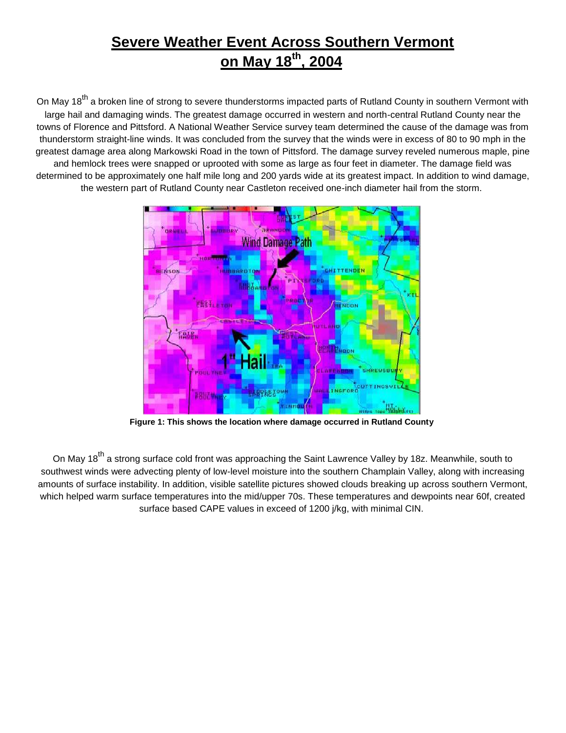# Severe Weather Event Across Southern Vermont on May 18th, 2004

On May 18th a broken line of strong to severe thunderstorms impacted parts of Rutland County in southern Vermont with large hail and damaging winds. The greatest damage occurred in western and north-central Rutland County near the towns of Florence and Pittsford. A National Weather Service survey team determined the cause of the damage was from thunderstorm straight-line winds. It was concluded from the survey that the winds were in excess of 80 to 90 mph in the greatest damage area along Markowski Road in the town of Pittsford. The damage survey reveled numerous maple, pine and hemlock trees were snapped or uprooted with some as large as four feet in diameter. The damage field was determined to be approximately one half mile long and 200 yards wide at its greatest impact. In addition to wind damage, the western part of Rutland County near Castleton received one-inch diameter hail from the storm.

**Figure 1: This shows the location where damage occurred in Rutland County**

On May 18th a strong surface cold front was approaching the Saint Lawrence Valley by 18z. Meanwhile, south to southwest winds were advecting plenty of low-level moisture into the southern Champlain Valley, along with increasing amounts of surface instability. In addition, visible satellite pictures showed clouds breaking up across southern Vermont, which helped warm surface temperatures into the mid/upper 70s. These temperatures and dewpoints near 60f, created surface based CAPE values in exceed of 1200 j/kg, with minimal CIN.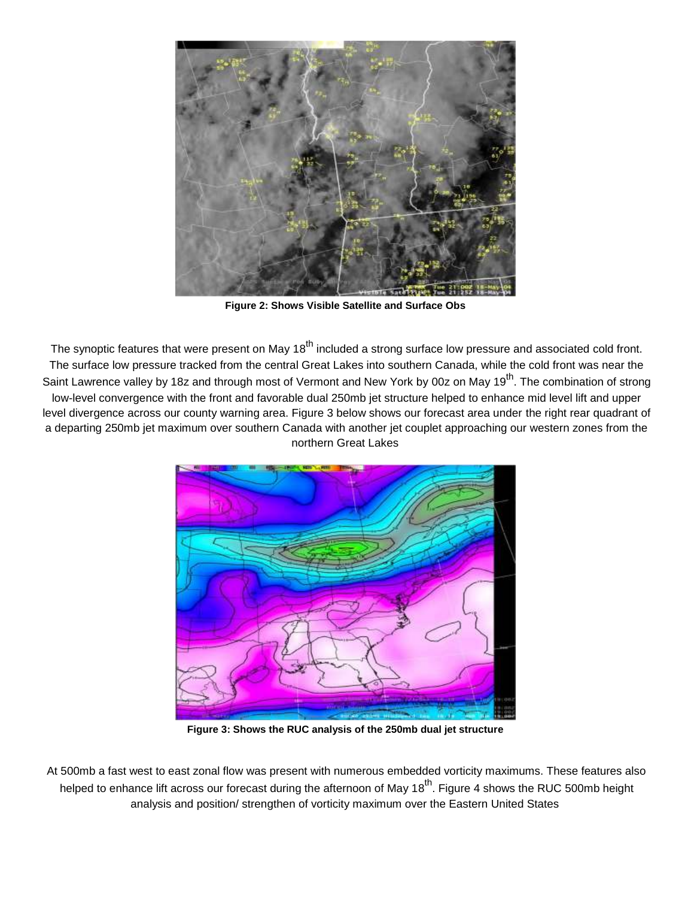**Figure 2: Shows Visible Satellite and Surface Obs**

The synoptic features that were present on May 18th included a strong surface low pressure and associated cold front. The surface low pressure tracked from the central Great Lakes into southern Canada, while the cold front was near the Saint Lawrence valley by 18z and through most of Vermont and New York by 00z on May 19th. The combination of strong low-level convergence with the front and favorable dual 250mb jet structure helped to enhance mid level lift and upper level divergence across our county warning area. Figure 3 below shows our forecast area under the right rear quadrant of a departing 250mb jet maximum over southern Canada with another jet couplet approaching our western zones from the northern Great Lakes

**Figure 3: Shows the RUC analysis of the 250mb dual jet structure**

At 500mb a fast west to east zonal flow was present with numerous embedded vorticity maximums. These features also helped to enhance lift across our forecast during the afternoon of May 18th. Figure 4 shows the RUC 500mb height analysis and position/ strengthen of vorticity maximum over the Eastern United States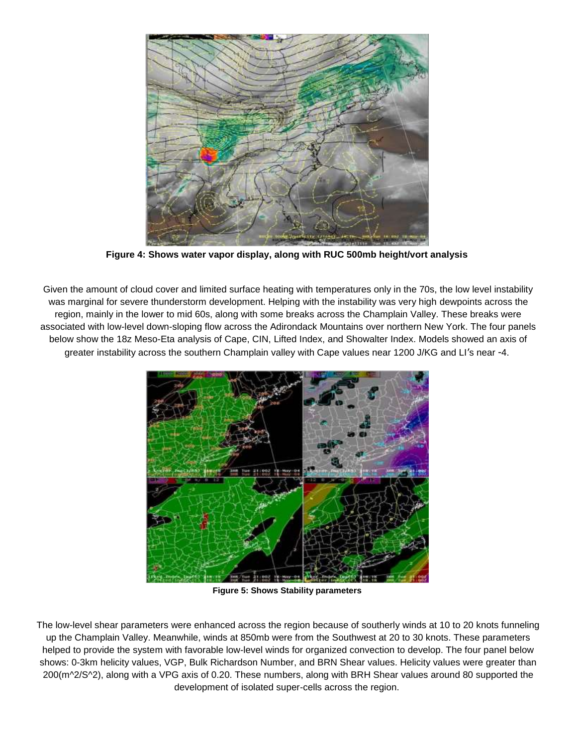**Figure 4: Shows water vapor display, along with RUC 500mb height/vort analysis**

Given the amount of cloud cover and limited surface heating with temperatures only in the 70s, the low level instability was marginal for severe thunderstorm development. Helping with the instability was very high dewpoints across the region, mainly in the lower to mid 60s, along with some breaks across the Champlain Valley. These breaks were associated with low-level down-sloping flow across the Adirondack Mountains over northern New York. The four panels below show the 18z Meso-Eta analysis of Cape, CIN, Lifted Index, and Showalter Index. Models showed an axis of greater instability across the southern Champlain valley with Cape values near 1200 J/KG and LI′s near -4.

**Figure 5: Shows Stability parameters**

The low-level shear parameters were enhanced across the region because of southerly winds at 10 to 20 knots funneling up the Champlain Valley. Meanwhile, winds at 850mb were from the Southwest at 20 to 30 knots. These parameters helped to provide the system with favorable low-level winds for organized convection to develop. The four panel below shows: 0-3km helicity values, VGP, Bulk Richardson Number, and BRN Shear values. Helicity values were greater than 200($m^2/S^2$), along with a VPG axis of 0.20. These numbers, along with BRH Shear values around 80 supported the development of isolated super-cells across the region.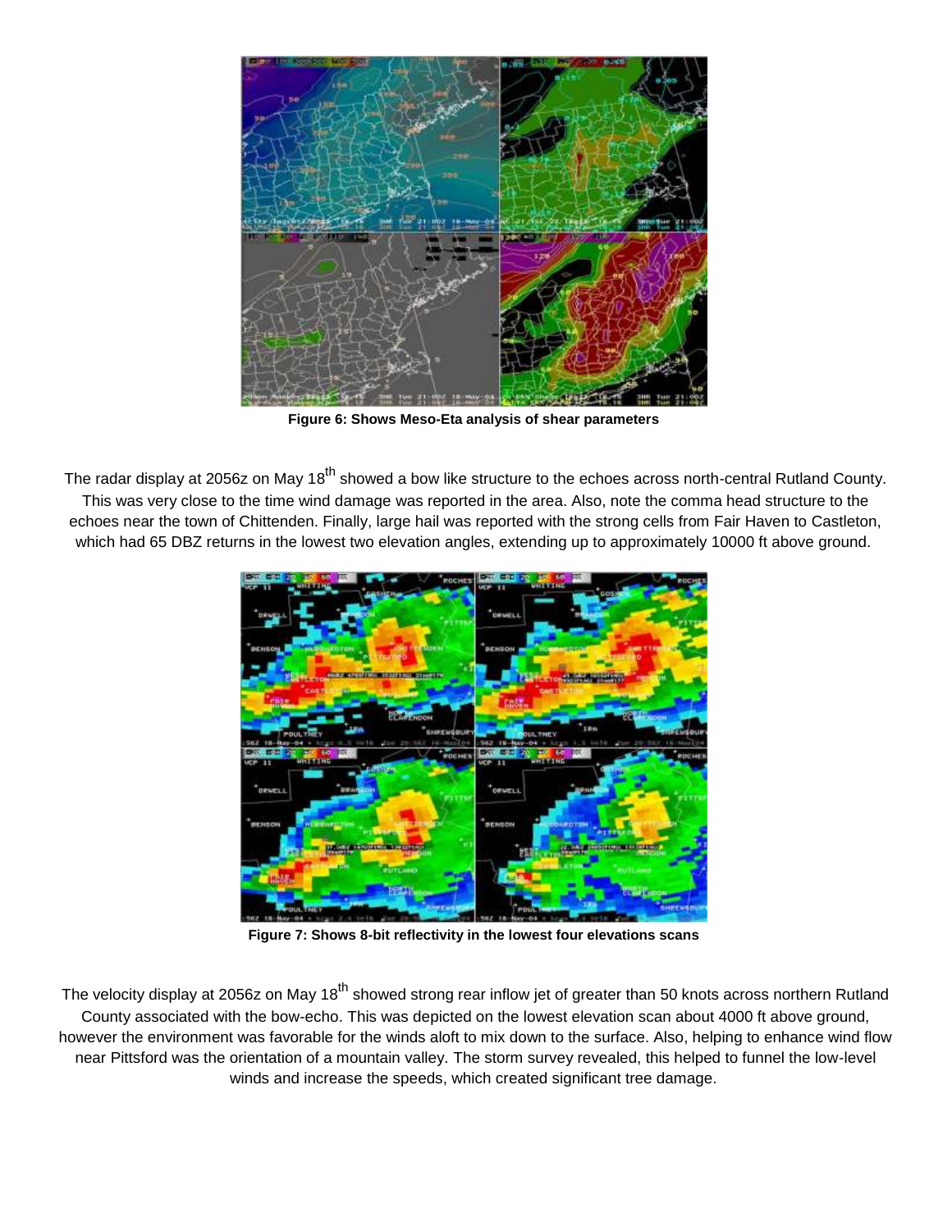**Figure 6: Shows Meso-Eta analysis of shear parameters**

The radar display at 2056z on May 18th showed a bow like structure to the echoes across north-central Rutland County. This was very close to the time wind damage was reported in the area. Also, note the comma head structure to the echoes near the town of Chittenden. Finally, large hail was reported with the strong cells from Fair Haven to Castleton, which had 65 DBZ returns in the lowest two elevation angles, extending up to approximately 10000 ft above ground.

**Figure 7: Shows 8-bit reflectivity in the lowest four elevations scans**

The velocity display at 2056z on May 18th showed strong rear inflow jet of greater than 50 knots across northern Rutland County associated with the bow-echo. This was depicted on the lowest elevation scan about 4000 ft above ground, however the environment was favorable for the winds aloft to mix down to the surface. Also, helping to enhance wind flow near Pittsford was the orientation of a mountain valley. The storm survey revealed, this helped to funnel the low-level winds and increase the speeds, which created significant tree damage.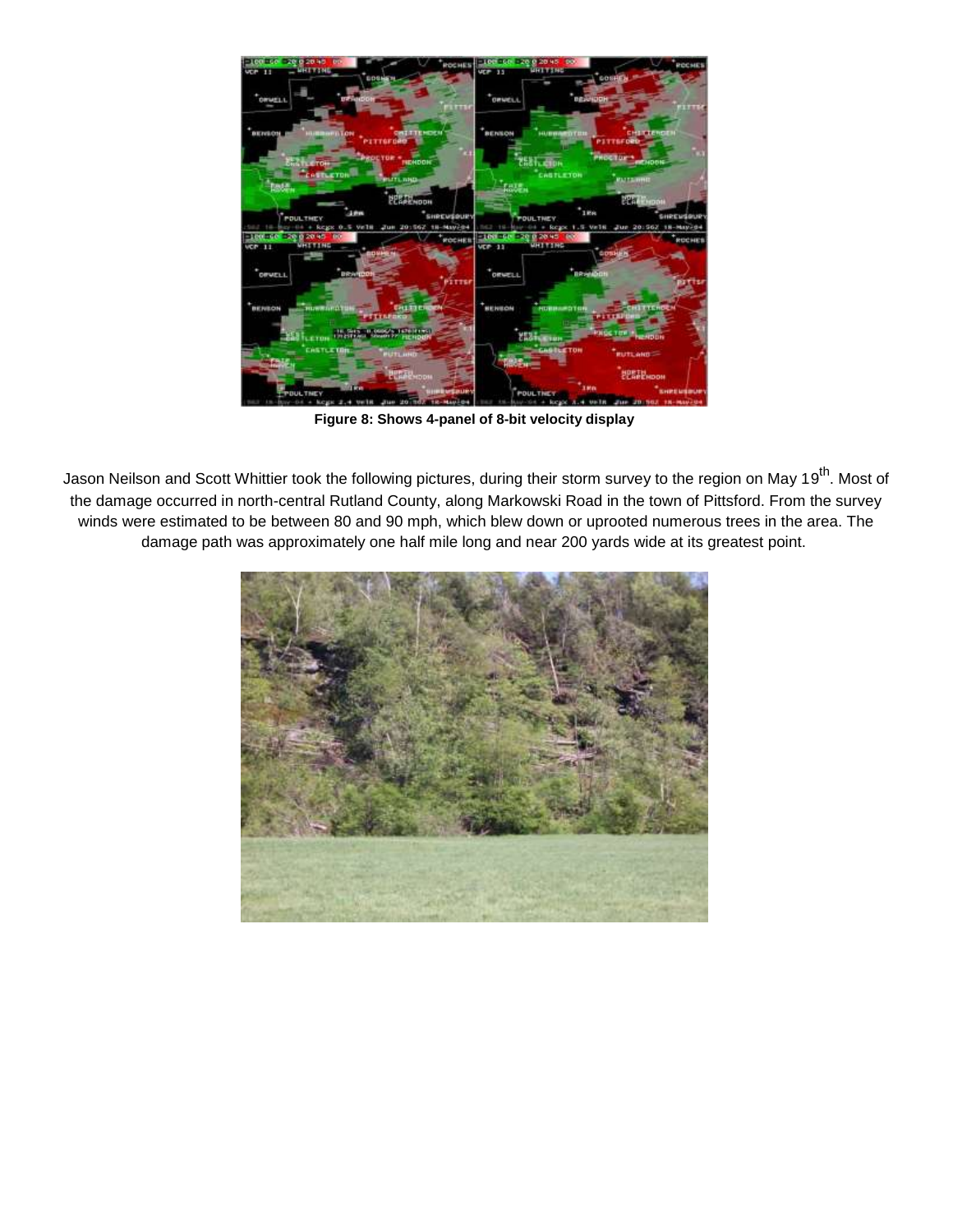**Figure 8: Shows 4-panel of 8-bit velocity display**

Jason Neilson and Scott Whittier took the following pictures, during their storm survey to the region on May 19th. Most of the damage occurred in north-central Rutland County, along Markowski Road in the town of Pittsford. From the survey winds were estimated to be between 80 and 90 mph, which blew down or uprooted numerous trees in the area. The damage path was approximately one half mile long and near 200 yards wide at its greatest point.